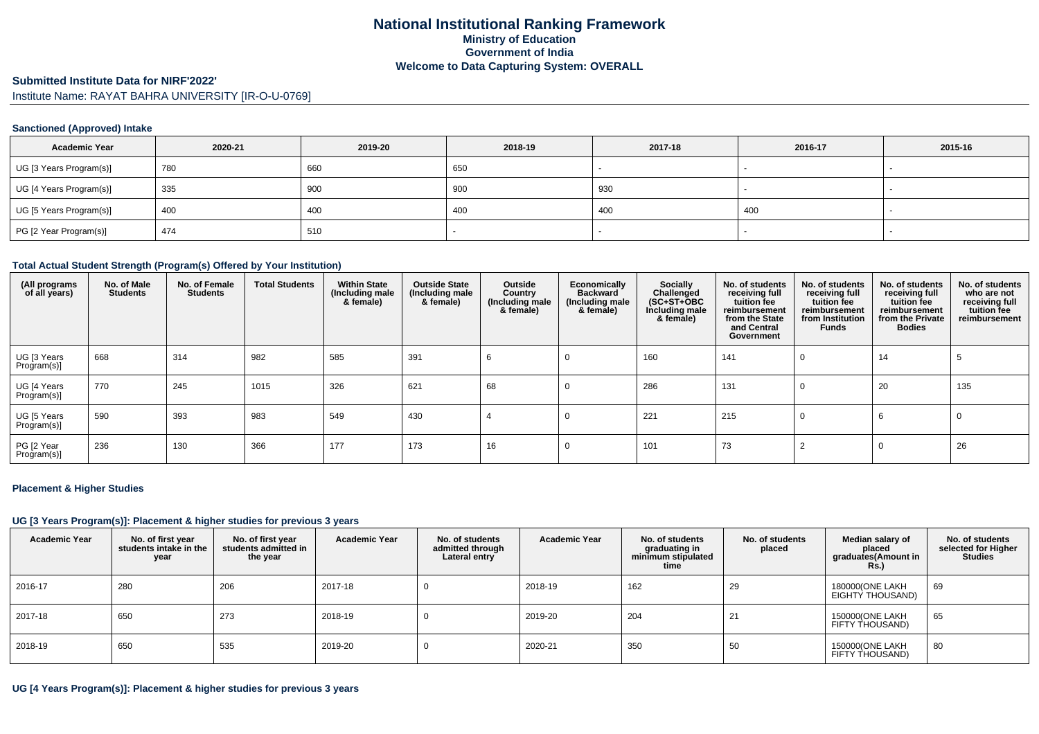# National Institutional Ranking Framework
## Ministry of Education
## Government of India
## Welcome to Data Capturing System: OVERALL

# Submitted Institute Data for NIRF'2022'

Institute Name: RAYAT BAHRA UNIVERSITY [IR-O-U-0769]

### Sanctioned (Approved) Intake

| Academic Year | 2020-21 | 2019-20 | 2018-19 | 2017-18 | 2016-17 | 2015-16 |
|---|---|---|---|---|---|---|
| UG [3 Years Program(s)] | 780 | 660 | 650 | - | - | - |
| UG [4 Years Program(s)] | 335 | 900 | 900 | 930 | - | - |
| UG [5 Years Program(s)] | 400 | 400 | 400 | 400 | 400 | - |
| PG [2 Year Program(s)] | 474 | 510 | - | - | - | - |

### Total Actual Student Strength (Program(s) Offered by Your Institution)

| (All programs of all years) | No. of Male Students | No. of Female Students | Total Students | Within State (Including male & female) | Outside State (Including male & female) | Outside Country (Including male & female) | Economically Backward (Including male & female) | Socially Challenged (SC+ST+OBC Including male & female) | No. of students receiving full tuition fee reimbursement from the State and Central Government | No. of students receiving full tuition fee reimbursement from Institution Funds | No. of students receiving full tuition fee reimbursement from the Private Bodies | No. of students who are not receiving full tuition fee reimbursement |
|---|---|---|---|---|---|---|---|---|---|---|---|---|
| UG [3 Years Program(s)] | 668 | 314 | 982 | 585 | 391 | 6 | 0 | 160 | 141 | 0 | 14 | 5 |
| UG [4 Years Program(s)] | 770 | 245 | 1015 | 326 | 621 | 68 | 0 | 286 | 131 | 0 | 20 | 135 |
| UG [5 Years Program(s)] | 590 | 393 | 983 | 549 | 430 | 4 | 0 | 221 | 215 | 0 | 6 | 0 |
| PG [2 Year Program(s)] | 236 | 130 | 366 | 177 | 173 | 16 | 0 | 101 | 73 | 2 | 0 | 26 |

### Placement & Higher Studies

### UG [3 Years Program(s)]: Placement & higher studies for previous 3 years

| Academic Year | No. of first year students intake in the year | No. of first year students admitted in the year | Academic Year | No. of students admitted through Lateral entry | Academic Year | No. of students graduating in minimum stipulated time | No. of students placed | Median salary of placed graduates(Amount in Rs.) | No. of students selected for Higher Studies |
|---|---|---|---|---|---|---|---|---|---|
| 2016-17 | 280 | 206 | 2017-18 | 0 | 2018-19 | 162 | 29 | 180000(ONE LAKH EIGHTY THOUSAND) | 69 |
| 2017-18 | 650 | 273 | 2018-19 | 0 | 2019-20 | 204 | 21 | 150000(ONE LAKH FIFTY THOUSAND) | 65 |
| 2018-19 | 650 | 535 | 2019-20 | 0 | 2020-21 | 350 | 50 | 150000(ONE LAKH FIFTY THOUSAND) | 80 |

### UG [4 Years Program(s)]: Placement & higher studies for previous 3 years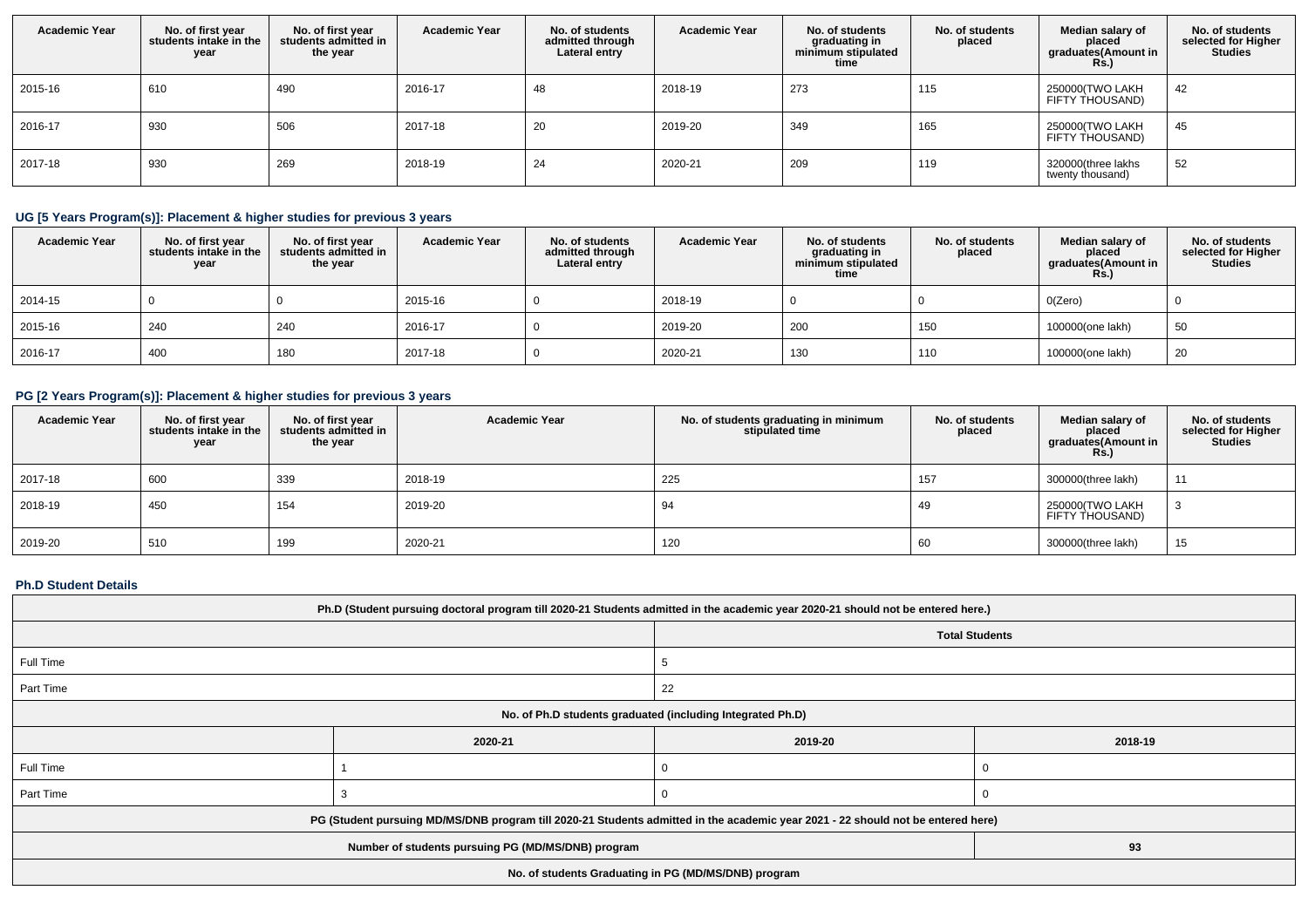| Academic Year | No. of first year students intake in the year | No. of first year students admitted in the year | Academic Year | No. of students admitted through Lateral entry | Academic Year | No. of students graduating in minimum stipulated time | No. of students placed | Median salary of placed graduates(Amount in Rs.) | No. of students selected for Higher Studies |
|---|---|---|---|---|---|---|---|---|---|
| 2015-16 | 610 | 490 | 2016-17 | 48 | 2018-19 | 273 | 115 | 250000(TWO LAKH FIFTY THOUSAND) | 42 |
| 2016-17 | 930 | 506 | 2017-18 | 20 | 2019-20 | 349 | 165 | 250000(TWO LAKH FIFTY THOUSAND) | 45 |
| 2017-18 | 930 | 269 | 2018-19 | 24 | 2020-21 | 209 | 119 | 320000(three lakhs twenty thousand) | 52 |

### UG [5 Years Program(s)]: Placement & higher studies for previous 3 years

| Academic Year | No. of first year students intake in the year | No. of first year students admitted in the year | Academic Year | No. of students admitted through Lateral entry | Academic Year | No. of students graduating in minimum stipulated time | No. of students placed | Median salary of placed graduates(Amount in Rs.) | No. of students selected for Higher Studies |
|---|---|---|---|---|---|---|---|---|---|
| 2014-15 | 0 | 0 | 2015-16 | 0 | 2018-19 | 0 | 0 | 0(Zero) | 0 |
| 2015-16 | 240 | 240 | 2016-17 | 0 | 2019-20 | 200 | 150 | 100000(one lakh) | 50 |
| 2016-17 | 400 | 180 | 2017-18 | 0 | 2020-21 | 130 | 110 | 100000(one lakh) | 20 |

### PG [2 Years Program(s)]: Placement & higher studies for previous 3 years

| Academic Year | No. of first year students intake in the year | No. of first year students admitted in the year | Academic Year | No. of students graduating in minimum stipulated time | No. of students placed | Median salary of placed graduates(Amount in Rs.) | No. of students selected for Higher Studies |
|---|---|---|---|---|---|---|---|
| 2017-18 | 600 | 339 | 2018-19 | 225 | 157 | 300000(three lakh) | 11 |
| 2018-19 | 450 | 154 | 2019-20 | 94 | 49 | 250000(TWO LAKH FIFTY THOUSAND) | 3 |
| 2019-20 | 510 | 199 | 2020-21 | 120 | 60 | 300000(three lakh) | 15 |

### Ph.D Student Details

| Ph.D (Student pursuing doctoral program till 2020-21 Students admitted in the academic year 2020-21 should not be entered here.) | | | |
|---|---|---|---|
| | | Total Students | |
| Full Time | | 5 | |
| Part Time | | 22 | |
| No. of Ph.D students graduated (including Integrated Ph.D) | | | |
| | 2020-21 | 2019-20 | 2018-19 |
| Full Time | 1 | 0 | 0 |
| Part Time | 3 | 0 | 0 |
| PG (Student pursuing MD/MS/DNB program till 2020-21 Students admitted in the academic year 2021 - 22 should not be entered here) | | | |
| Number of students pursuing PG (MD/MS/DNB) program | | | 93 |
| No. of students Graduating in PG (MD/MS/DNB) program | | | |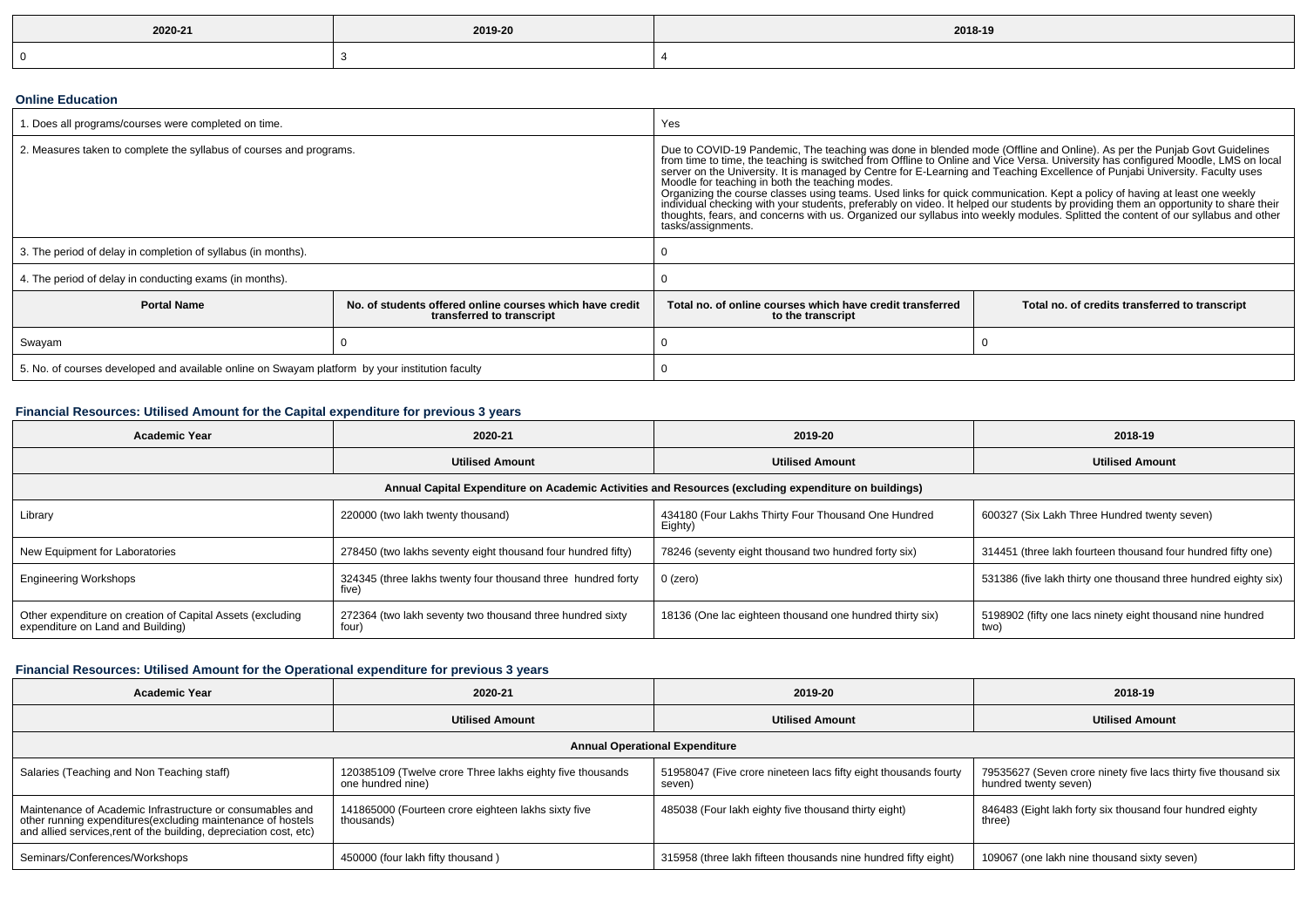| 2020-21 | 2019-20 | 2018-19 |
|---|---|---|
| 0 | 3 | 4 |

### Online Education

| | | | |
|---|---|---|---|
| 1. Does all programs/courses were completed on time. | | Yes | |
| 2. Measures taken to complete the syllabus of courses and programs. | | Due to COVID-19 Pandemic, The teaching was done in blended mode (Offline and Online). As per the Punjab Govt Guidelines from time to time, the teaching is switched from Offline to Online and Vice Versa. University has configured Moodle, LMS on local server on the University. It is managed by Centre for E-Learning and Teaching Excellence of Punjabi University. Faculty uses Moodle for teaching in both the teaching modes. Organizing the course classes using teams. Used links for quick communication. Kept a policy of having at least one weekly individual checking with your students, preferably on video. It helped our students by providing them an opportunity to share their thoughts, fears, and concerns with us. Organized our syllabus into weekly modules. Splitted the content of our syllabus and other tasks/assignments. | |
| 3. The period of delay in completion of syllabus (in months). | | 0 | |
| 4. The period of delay in conducting exams (in months). | | 0 | |
| **Portal Name** | **No. of students offered online courses which have credit transferred to transcript** | **Total no. of online courses which have credit transferred to the transcript** | **Total no. of credits transferred to transcript** |
| Swayam | 0 | 0 | 0 |
| 5. No. of courses developed and available online on Swayam platform by your institution faculty | | 0 | |

### Financial Resources: Utilised Amount for the Capital expenditure for previous 3 years

| Academic Year | 2020-21 | 2019-20 | 2018-19 |
|---|---|---|---|
| | **Utilised Amount** | **Utilised Amount** | **Utilised Amount** |
| **Annual Capital Expenditure on Academic Activities and Resources (excluding expenditure on buildings)** | | | |
| Library | 220000 (two lakh twenty thousand) | 434180 (Four Lakhs Thirty Four Thousand One Hundred Eighty) | 600327 (Six Lakh Three Hundred twenty seven) |
| New Equipment for Laboratories | 278450 (two lakhs seventy eight thousand four hundred fifty) | 78246 (seventy eight thousand two hundred forty six) | 314451 (three lakh fourteen thousand four hundred fifty one) |
| Engineering Workshops | 324345 (three lakhs twenty four thousand three hundred forty five) | 0 (zero) | 531386 (five lakh thirty one thousand three hundred eighty six) |
| Other expenditure on creation of Capital Assets (excluding expenditure on Land and Building) | 272364 (two lakh seventy two thousand three hundred sixty four) | 18136 (One lac eighteen thousand one hundred thirty six) | 5198902 (fifty one lacs ninety eight thousand nine hundred two) |

### Financial Resources: Utilised Amount for the Operational expenditure for previous 3 years

| Academic Year | 2020-21 | 2019-20 | 2018-19 |
|---|---|---|---|
| | **Utilised Amount** | **Utilised Amount** | **Utilised Amount** |
| **Annual Operational Expenditure** | | | |
| Salaries (Teaching and Non Teaching staff) | 120385109 (Twelve crore Three lakhs eighty five thousands one hundred nine) | 51958047 (Five crore nineteen lacs fifty eight thousands fourty seven) | 79535627 (Seven crore ninety five lacs thirty five thousand six hundred twenty seven) |
| Maintenance of Academic Infrastructure or consumables and other running expenditures(excluding maintenance of hostels and allied services,rent of the building, depreciation cost, etc) | 141865000 (Fourteen crore eighteen lakhs sixty five thousands) | 485038 (Four lakh eighty five thousand thirty eight) | 846483 (Eight lakh forty six thousand four hundred eighty three) |
| Seminars/Conferences/Workshops | 450000 (four lakh fifty thousand ) | 315958 (three lakh fifteen thousands nine hundred fifty eight) | 109067 (one lakh nine thousand sixty seven) |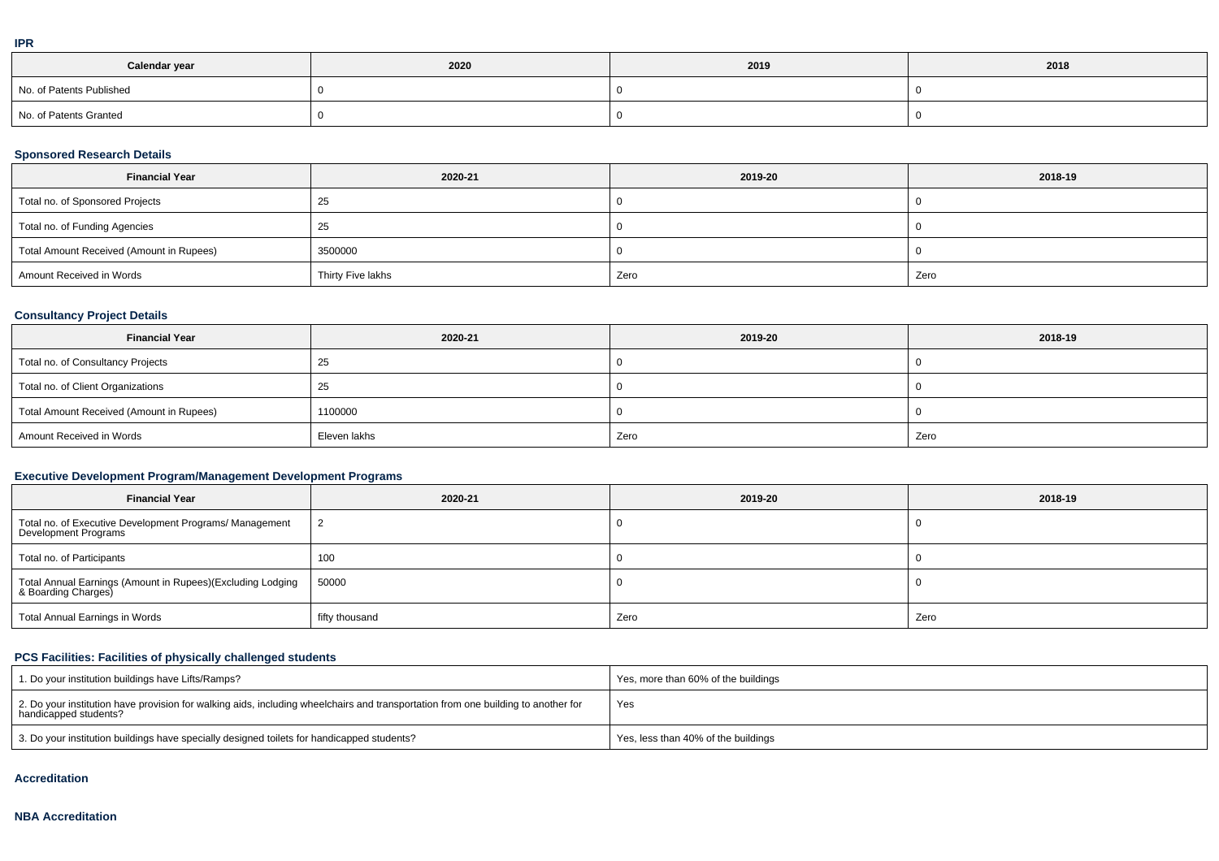**IPR**

| Calendar year | 2020 | 2019 | 2018 |
| --- | --- | --- | --- |
| No. of Patents Published | 0 | 0 | 0 |
| No. of Patents Granted | 0 | 0 | 0 |

**Sponsored Research Details**

| Financial Year | 2020-21 | 2019-20 | 2018-19 |
| --- | --- | --- | --- |
| Total no. of Sponsored Projects | 25 | 0 | 0 |
| Total no. of Funding Agencies | 25 | 0 | 0 |
| Total Amount Received (Amount in Rupees) | 3500000 | 0 | 0 |
| Amount Received in Words | Thirty Five lakhs | Zero | Zero |

**Consultancy Project Details**

| Financial Year | 2020-21 | 2019-20 | 2018-19 |
| --- | --- | --- | --- |
| Total no. of Consultancy Projects | 25 | 0 | 0 |
| Total no. of Client Organizations | 25 | 0 | 0 |
| Total Amount Received (Amount in Rupees) | 1100000 | 0 | 0 |
| Amount Received in Words | Eleven lakhs | Zero | Zero |

**Executive Development Program/Management Development Programs**

| Financial Year | 2020-21 | 2019-20 | 2018-19 |
| --- | --- | --- | --- |
| Total no. of Executive Development Programs/ Management Development Programs | 2 | 0 | 0 |
| Total no. of Participants | 100 | 0 | 0 |
| Total Annual Earnings (Amount in Rupees)(Excluding Lodging & Boarding Charges) | 50000 | 0 | 0 |
| Total Annual Earnings in Words | fifty thousand | Zero | Zero |

**PCS Facilities: Facilities of physically challenged students**

| | |
| --- | --- |
| 1. Do your institution buildings have Lifts/Ramps? | Yes, more than 60% of the buildings |
| 2. Do your institution have provision for walking aids, including wheelchairs and transportation from one building to another for handicapped students? | Yes |
| 3. Do your institution buildings have specially designed toilets for handicapped students? | Yes, less than 40% of the buildings |

**Accreditation**

**NBA Accreditation**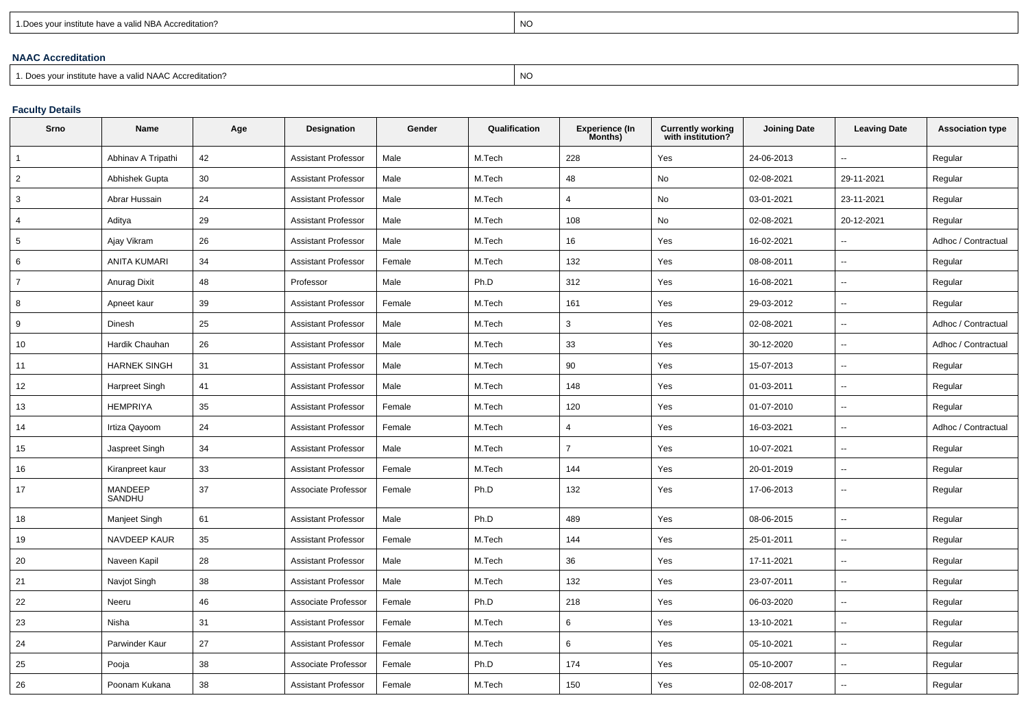| 1.Does your institute have a valid NBA Accreditation? | NO |
|---|---|

### NAAC Accreditation

| 1. Does your institute have a valid NAAC Accreditation? | NO |
|---|---|

### Faculty Details

| Srno | Name | Age | Designation | Gender | Qualification | Experience (In Months) | Currently working with institution? | Joining Date | Leaving Date | Association type |
|---|---|---|---|---|---|---|---|---|---|---|
| 1 | Abhinav A Tripathi | 42 | Assistant Professor | Male | M.Tech | 228 | Yes | 24-06-2013 | -- | Regular |
| 2 | Abhishek Gupta | 30 | Assistant Professor | Male | M.Tech | 48 | No | 02-08-2021 | 29-11-2021 | Regular |
| 3 | Abrar Hussain | 24 | Assistant Professor | Male | M.Tech | 4 | No | 03-01-2021 | 23-11-2021 | Regular |
| 4 | Aditya | 29 | Assistant Professor | Male | M.Tech | 108 | No | 02-08-2021 | 20-12-2021 | Regular |
| 5 | Ajay Vikram | 26 | Assistant Professor | Male | M.Tech | 16 | Yes | 16-02-2021 | -- | Adhoc / Contractual |
| 6 | ANITA KUMARI | 34 | Assistant Professor | Female | M.Tech | 132 | Yes | 08-08-2011 | -- | Regular |
| 7 | Anurag Dixit | 48 | Professor | Male | Ph.D | 312 | Yes | 16-08-2021 | -- | Regular |
| 8 | Apneet kaur | 39 | Assistant Professor | Female | M.Tech | 161 | Yes | 29-03-2012 | -- | Regular |
| 9 | Dinesh | 25 | Assistant Professor | Male | M.Tech | 3 | Yes | 02-08-2021 | -- | Adhoc / Contractual |
| 10 | Hardik Chauhan | 26 | Assistant Professor | Male | M.Tech | 33 | Yes | 30-12-2020 | -- | Adhoc / Contractual |
| 11 | HARNEK SINGH | 31 | Assistant Professor | Male | M.Tech | 90 | Yes | 15-07-2013 | -- | Regular |
| 12 | Harpreet Singh | 41 | Assistant Professor | Male | M.Tech | 148 | Yes | 01-03-2011 | -- | Regular |
| 13 | HEMPRIYA | 35 | Assistant Professor | Female | M.Tech | 120 | Yes | 01-07-2010 | -- | Regular |
| 14 | Irtiza Qayoom | 24 | Assistant Professor | Female | M.Tech | 4 | Yes | 16-03-2021 | -- | Adhoc / Contractual |
| 15 | Jaspreet Singh | 34 | Assistant Professor | Male | M.Tech | 7 | Yes | 10-07-2021 | -- | Regular |
| 16 | Kiranpreet kaur | 33 | Assistant Professor | Female | M.Tech | 144 | Yes | 20-01-2019 | -- | Regular |
| 17 | MANDEEP SANDHU | 37 | Associate Professor | Female | Ph.D | 132 | Yes | 17-06-2013 | -- | Regular |
| 18 | Manjeet Singh | 61 | Assistant Professor | Male | Ph.D | 489 | Yes | 08-06-2015 | -- | Regular |
| 19 | NAVDEEP KAUR | 35 | Assistant Professor | Female | M.Tech | 144 | Yes | 25-01-2011 | -- | Regular |
| 20 | Naveen Kapil | 28 | Assistant Professor | Male | M.Tech | 36 | Yes | 17-11-2021 | -- | Regular |
| 21 | Navjot Singh | 38 | Assistant Professor | Male | M.Tech | 132 | Yes | 23-07-2011 | -- | Regular |
| 22 | Neeru | 46 | Associate Professor | Female | Ph.D | 218 | Yes | 06-03-2020 | -- | Regular |
| 23 | Nisha | 31 | Assistant Professor | Female | M.Tech | 6 | Yes | 13-10-2021 | -- | Regular |
| 24 | Parwinder Kaur | 27 | Assistant Professor | Female | M.Tech | 6 | Yes | 05-10-2021 | -- | Regular |
| 25 | Pooja | 38 | Associate Professor | Female | Ph.D | 174 | Yes | 05-10-2007 | -- | Regular |
| 26 | Poonam Kukana | 38 | Assistant Professor | Female | M.Tech | 150 | Yes | 02-08-2017 | -- | Regular |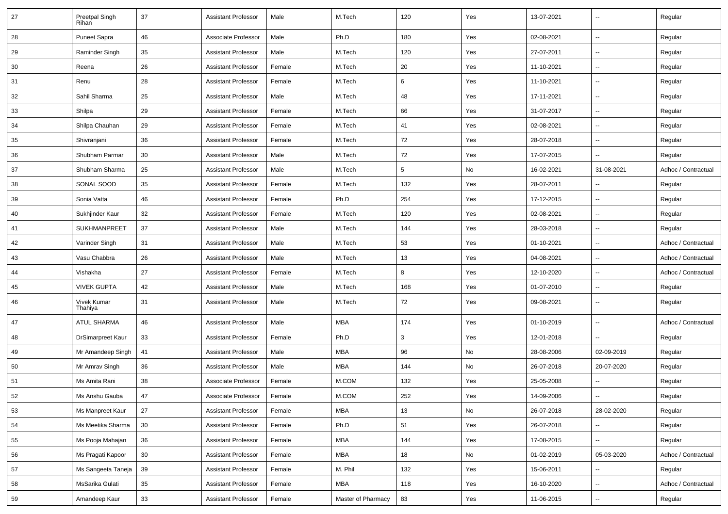| 27 | Preetpal Singh Rihan | 37 | Assistant Professor | Male | M.Tech | 120 | Yes | 13-07-2021 | -- | Regular |
|---|---|---|---|---|---|---|---|---|---|---|
| 28 | Puneet Sapra | 46 | Associate Professor | Male | Ph.D | 180 | Yes | 02-08-2021 | -- | Regular |
| 29 | Raminder Singh | 35 | Assistant Professor | Male | M.Tech | 120 | Yes | 27-07-2011 | -- | Regular |
| 30 | Reena | 26 | Assistant Professor | Female | M.Tech | 20 | Yes | 11-10-2021 | -- | Regular |
| 31 | Renu | 28 | Assistant Professor | Female | M.Tech | 6 | Yes | 11-10-2021 | -- | Regular |
| 32 | Sahil Sharma | 25 | Assistant Professor | Male | M.Tech | 48 | Yes | 17-11-2021 | -- | Regular |
| 33 | Shilpa | 29 | Assistant Professor | Female | M.Tech | 66 | Yes | 31-07-2017 | -- | Regular |
| 34 | Shilpa Chauhan | 29 | Assistant Professor | Female | M.Tech | 41 | Yes | 02-08-2021 | -- | Regular |
| 35 | Shivranjani | 36 | Assistant Professor | Female | M.Tech | 72 | Yes | 28-07-2018 | -- | Regular |
| 36 | Shubham Parmar | 30 | Assistant Professor | Male | M.Tech | 72 | Yes | 17-07-2015 | -- | Regular |
| 37 | Shubham Sharma | 25 | Assistant Professor | Male | M.Tech | 5 | No | 16-02-2021 | 31-08-2021 | Adhoc / Contractual |
| 38 | SONAL SOOD | 35 | Assistant Professor | Female | M.Tech | 132 | Yes | 28-07-2011 | -- | Regular |
| 39 | Sonia Vatta | 46 | Assistant Professor | Female | Ph.D | 254 | Yes | 17-12-2015 | -- | Regular |
| 40 | Sukhjinder Kaur | 32 | Assistant Professor | Female | M.Tech | 120 | Yes | 02-08-2021 | -- | Regular |
| 41 | SUKHMANPREET | 37 | Assistant Professor | Male | M.Tech | 144 | Yes | 28-03-2018 | -- | Regular |
| 42 | Varinder Singh | 31 | Assistant Professor | Male | M.Tech | 53 | Yes | 01-10-2021 | -- | Adhoc / Contractual |
| 43 | Vasu Chabbra | 26 | Assistant Professor | Male | M.Tech | 13 | Yes | 04-08-2021 | -- | Adhoc / Contractual |
| 44 | Vishakha | 27 | Assistant Professor | Female | M.Tech | 8 | Yes | 12-10-2020 | -- | Adhoc / Contractual |
| 45 | VIVEK GUPTA | 42 | Assistant Professor | Male | M.Tech | 168 | Yes | 01-07-2010 | -- | Regular |
| 46 | Vivek Kumar Thahiya | 31 | Assistant Professor | Male | M.Tech | 72 | Yes | 09-08-2021 | -- | Regular |
| 47 | ATUL SHARMA | 46 | Assistant Professor | Male | MBA | 174 | Yes | 01-10-2019 | -- | Adhoc / Contractual |
| 48 | DrSimarpreet Kaur | 33 | Assistant Professor | Female | Ph.D | 3 | Yes | 12-01-2018 | -- | Regular |
| 49 | Mr Amandeep Singh | 41 | Assistant Professor | Male | MBA | 96 | No | 28-08-2006 | 02-09-2019 | Regular |
| 50 | Mr Amrav Singh | 36 | Assistant Professor | Male | MBA | 144 | No | 26-07-2018 | 20-07-2020 | Regular |
| 51 | Ms Amita Rani | 38 | Associate Professor | Female | M.COM | 132 | Yes | 25-05-2008 | -- | Regular |
| 52 | Ms Anshu Gauba | 47 | Associate Professor | Female | M.COM | 252 | Yes | 14-09-2006 | -- | Regular |
| 53 | Ms Manpreet Kaur | 27 | Assistant Professor | Female | MBA | 13 | No | 26-07-2018 | 28-02-2020 | Regular |
| 54 | Ms Meetika Sharma | 30 | Assistant Professor | Female | Ph.D | 51 | Yes | 26-07-2018 | -- | Regular |
| 55 | Ms Pooja Mahajan | 36 | Assistant Professor | Female | MBA | 144 | Yes | 17-08-2015 | -- | Regular |
| 56 | Ms Pragati Kapoor | 30 | Assistant Professor | Female | MBA | 18 | No | 01-02-2019 | 05-03-2020 | Adhoc / Contractual |
| 57 | Ms Sangeeta Taneja | 39 | Assistant Professor | Female | M. Phil | 132 | Yes | 15-06-2011 | -- | Regular |
| 58 | MsSarika Gulati | 35 | Assistant Professor | Female | MBA | 118 | Yes | 16-10-2020 | -- | Adhoc / Contractual |
| 59 | Amandeep Kaur | 33 | Assistant Professor | Female | Master of Pharmacy | 83 | Yes | 11-06-2015 | -- | Regular |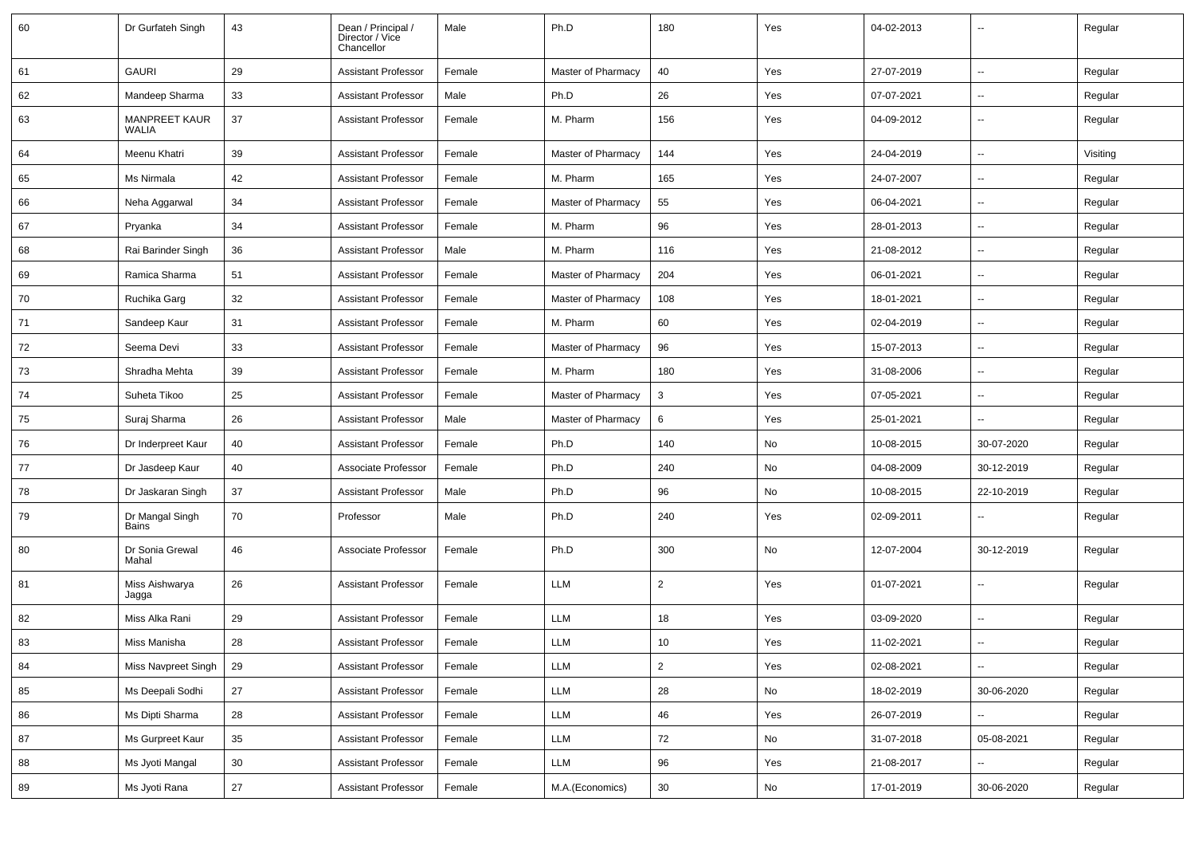| 60 | Dr Gurfateh Singh | 43 | Dean / Principal / Director / Vice Chancellor | Male | Ph.D | 180 | Yes | 04-02-2013 | -- | Regular |
|---|---|---|---|---|---|---|---|---|---|---|
| 61 | GAURI | 29 | Assistant Professor | Female | Master of Pharmacy | 40 | Yes | 27-07-2019 | -- | Regular |
| 62 | Mandeep Sharma | 33 | Assistant Professor | Male | Ph.D | 26 | Yes | 07-07-2021 | -- | Regular |
| 63 | MANPREET KAUR WALIA | 37 | Assistant Professor | Female | M. Pharm | 156 | Yes | 04-09-2012 | -- | Regular |
| 64 | Meenu Khatri | 39 | Assistant Professor | Female | Master of Pharmacy | 144 | Yes | 24-04-2019 | -- | Visiting |
| 65 | Ms Nirmala | 42 | Assistant Professor | Female | M. Pharm | 165 | Yes | 24-07-2007 | -- | Regular |
| 66 | Neha Aggarwal | 34 | Assistant Professor | Female | Master of Pharmacy | 55 | Yes | 06-04-2021 | -- | Regular |
| 67 | Pryanka | 34 | Assistant Professor | Female | M. Pharm | 96 | Yes | 28-01-2013 | -- | Regular |
| 68 | Rai Barinder Singh | 36 | Assistant Professor | Male | M. Pharm | 116 | Yes | 21-08-2012 | -- | Regular |
| 69 | Ramica Sharma | 51 | Assistant Professor | Female | Master of Pharmacy | 204 | Yes | 06-01-2021 | -- | Regular |
| 70 | Ruchika Garg | 32 | Assistant Professor | Female | Master of Pharmacy | 108 | Yes | 18-01-2021 | -- | Regular |
| 71 | Sandeep Kaur | 31 | Assistant Professor | Female | M. Pharm | 60 | Yes | 02-04-2019 | -- | Regular |
| 72 | Seema Devi | 33 | Assistant Professor | Female | Master of Pharmacy | 96 | Yes | 15-07-2013 | -- | Regular |
| 73 | Shradha Mehta | 39 | Assistant Professor | Female | M. Pharm | 180 | Yes | 31-08-2006 | -- | Regular |
| 74 | Suheta Tikoo | 25 | Assistant Professor | Female | Master of Pharmacy | 3 | Yes | 07-05-2021 | -- | Regular |
| 75 | Suraj Sharma | 26 | Assistant Professor | Male | Master of Pharmacy | 6 | Yes | 25-01-2021 | -- | Regular |
| 76 | Dr Inderpreet Kaur | 40 | Assistant Professor | Female | Ph.D | 140 | No | 10-08-2015 | 30-07-2020 | Regular |
| 77 | Dr Jasdeep Kaur | 40 | Associate Professor | Female | Ph.D | 240 | No | 04-08-2009 | 30-12-2019 | Regular |
| 78 | Dr Jaskaran Singh | 37 | Assistant Professor | Male | Ph.D | 96 | No | 10-08-2015 | 22-10-2019 | Regular |
| 79 | Dr Mangal Singh Bains | 70 | Professor | Male | Ph.D | 240 | Yes | 02-09-2011 | -- | Regular |
| 80 | Dr Sonia Grewal Mahal | 46 | Associate Professor | Female | Ph.D | 300 | No | 12-07-2004 | 30-12-2019 | Regular |
| 81 | Miss Aishwarya Jagga | 26 | Assistant Professor | Female | LLM | 2 | Yes | 01-07-2021 | -- | Regular |
| 82 | Miss Alka Rani | 29 | Assistant Professor | Female | LLM | 18 | Yes | 03-09-2020 | -- | Regular |
| 83 | Miss Manisha | 28 | Assistant Professor | Female | LLM | 10 | Yes | 11-02-2021 | -- | Regular |
| 84 | Miss Navpreet Singh | 29 | Assistant Professor | Female | LLM | 2 | Yes | 02-08-2021 | -- | Regular |
| 85 | Ms Deepali Sodhi | 27 | Assistant Professor | Female | LLM | 28 | No | 18-02-2019 | 30-06-2020 | Regular |
| 86 | Ms Dipti Sharma | 28 | Assistant Professor | Female | LLM | 46 | Yes | 26-07-2019 | -- | Regular |
| 87 | Ms Gurpreet Kaur | 35 | Assistant Professor | Female | LLM | 72 | No | 31-07-2018 | 05-08-2021 | Regular |
| 88 | Ms Jyoti Mangal | 30 | Assistant Professor | Female | LLM | 96 | Yes | 21-08-2017 | -- | Regular |
| 89 | Ms Jyoti Rana | 27 | Assistant Professor | Female | M.A.(Economics) | 30 | No | 17-01-2019 | 30-06-2020 | Regular |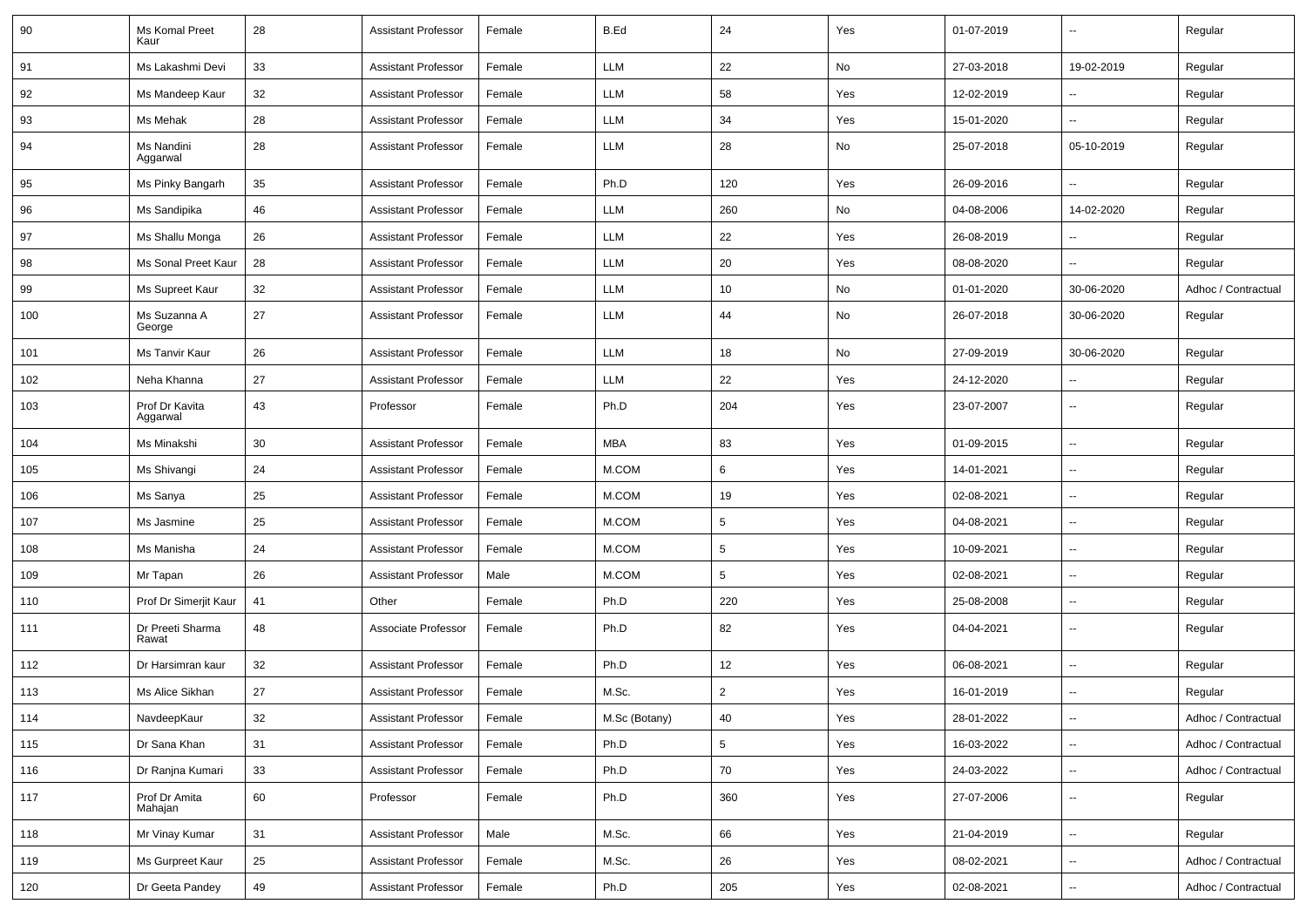| 90 | Ms Komal Preet Kaur | 28 | Assistant Professor | Female | B.Ed | 24 | Yes | 01-07-2019 | -- | Regular |
|---|---|---|---|---|---|---|---|---|---|---|
| 91 | Ms Lakashmi Devi | 33 | Assistant Professor | Female | LLM | 22 | No | 27-03-2018 | 19-02-2019 | Regular |
| 92 | Ms Mandeep Kaur | 32 | Assistant Professor | Female | LLM | 58 | Yes | 12-02-2019 | -- | Regular |
| 93 | Ms Mehak | 28 | Assistant Professor | Female | LLM | 34 | Yes | 15-01-2020 | -- | Regular |
| 94 | Ms Nandini Aggarwal | 28 | Assistant Professor | Female | LLM | 28 | No | 25-07-2018 | 05-10-2019 | Regular |
| 95 | Ms Pinky Bangarh | 35 | Assistant Professor | Female | Ph.D | 120 | Yes | 26-09-2016 | -- | Regular |
| 96 | Ms Sandipika | 46 | Assistant Professor | Female | LLM | 260 | No | 04-08-2006 | 14-02-2020 | Regular |
| 97 | Ms Shallu Monga | 26 | Assistant Professor | Female | LLM | 22 | Yes | 26-08-2019 | -- | Regular |
| 98 | Ms Sonal Preet Kaur | 28 | Assistant Professor | Female | LLM | 20 | Yes | 08-08-2020 | -- | Regular |
| 99 | Ms Supreet Kaur | 32 | Assistant Professor | Female | LLM | 10 | No | 01-01-2020 | 30-06-2020 | Adhoc / Contractual |
| 100 | Ms Suzanna A George | 27 | Assistant Professor | Female | LLM | 44 | No | 26-07-2018 | 30-06-2020 | Regular |
| 101 | Ms Tanvir Kaur | 26 | Assistant Professor | Female | LLM | 18 | No | 27-09-2019 | 30-06-2020 | Regular |
| 102 | Neha Khanna | 27 | Assistant Professor | Female | LLM | 22 | Yes | 24-12-2020 | -- | Regular |
| 103 | Prof Dr Kavita Aggarwal | 43 | Professor | Female | Ph.D | 204 | Yes | 23-07-2007 | -- | Regular |
| 104 | Ms Minakshi | 30 | Assistant Professor | Female | MBA | 83 | Yes | 01-09-2015 | -- | Regular |
| 105 | Ms Shivangi | 24 | Assistant Professor | Female | M.COM | 6 | Yes | 14-01-2021 | -- | Regular |
| 106 | Ms Sanya | 25 | Assistant Professor | Female | M.COM | 19 | Yes | 02-08-2021 | -- | Regular |
| 107 | Ms Jasmine | 25 | Assistant Professor | Female | M.COM | 5 | Yes | 04-08-2021 | -- | Regular |
| 108 | Ms Manisha | 24 | Assistant Professor | Female | M.COM | 5 | Yes | 10-09-2021 | -- | Regular |
| 109 | Mr Tapan | 26 | Assistant Professor | Male | M.COM | 5 | Yes | 02-08-2021 | -- | Regular |
| 110 | Prof Dr Simerjit Kaur | 41 | Other | Female | Ph.D | 220 | Yes | 25-08-2008 | -- | Regular |
| 111 | Dr Preeti Sharma Rawat | 48 | Associate Professor | Female | Ph.D | 82 | Yes | 04-04-2021 | -- | Regular |
| 112 | Dr Harsimran kaur | 32 | Assistant Professor | Female | Ph.D | 12 | Yes | 06-08-2021 | -- | Regular |
| 113 | Ms Alice Sikhan | 27 | Assistant Professor | Female | M.Sc. | 2 | Yes | 16-01-2019 | -- | Regular |
| 114 | NavdeepKaur | 32 | Assistant Professor | Female | M.Sc (Botany) | 40 | Yes | 28-01-2022 | -- | Adhoc / Contractual |
| 115 | Dr Sana Khan | 31 | Assistant Professor | Female | Ph.D | 5 | Yes | 16-03-2022 | -- | Adhoc / Contractual |
| 116 | Dr Ranjna Kumari | 33 | Assistant Professor | Female | Ph.D | 70 | Yes | 24-03-2022 | -- | Adhoc / Contractual |
| 117 | Prof Dr Amita Mahajan | 60 | Professor | Female | Ph.D | 360 | Yes | 27-07-2006 | -- | Regular |
| 118 | Mr Vinay Kumar | 31 | Assistant Professor | Male | M.Sc. | 66 | Yes | 21-04-2019 | -- | Regular |
| 119 | Ms Gurpreet Kaur | 25 | Assistant Professor | Female | M.Sc. | 26 | Yes | 08-02-2021 | -- | Adhoc / Contractual |
| 120 | Dr Geeta Pandey | 49 | Assistant Professor | Female | Ph.D | 205 | Yes | 02-08-2021 | -- | Adhoc / Contractual |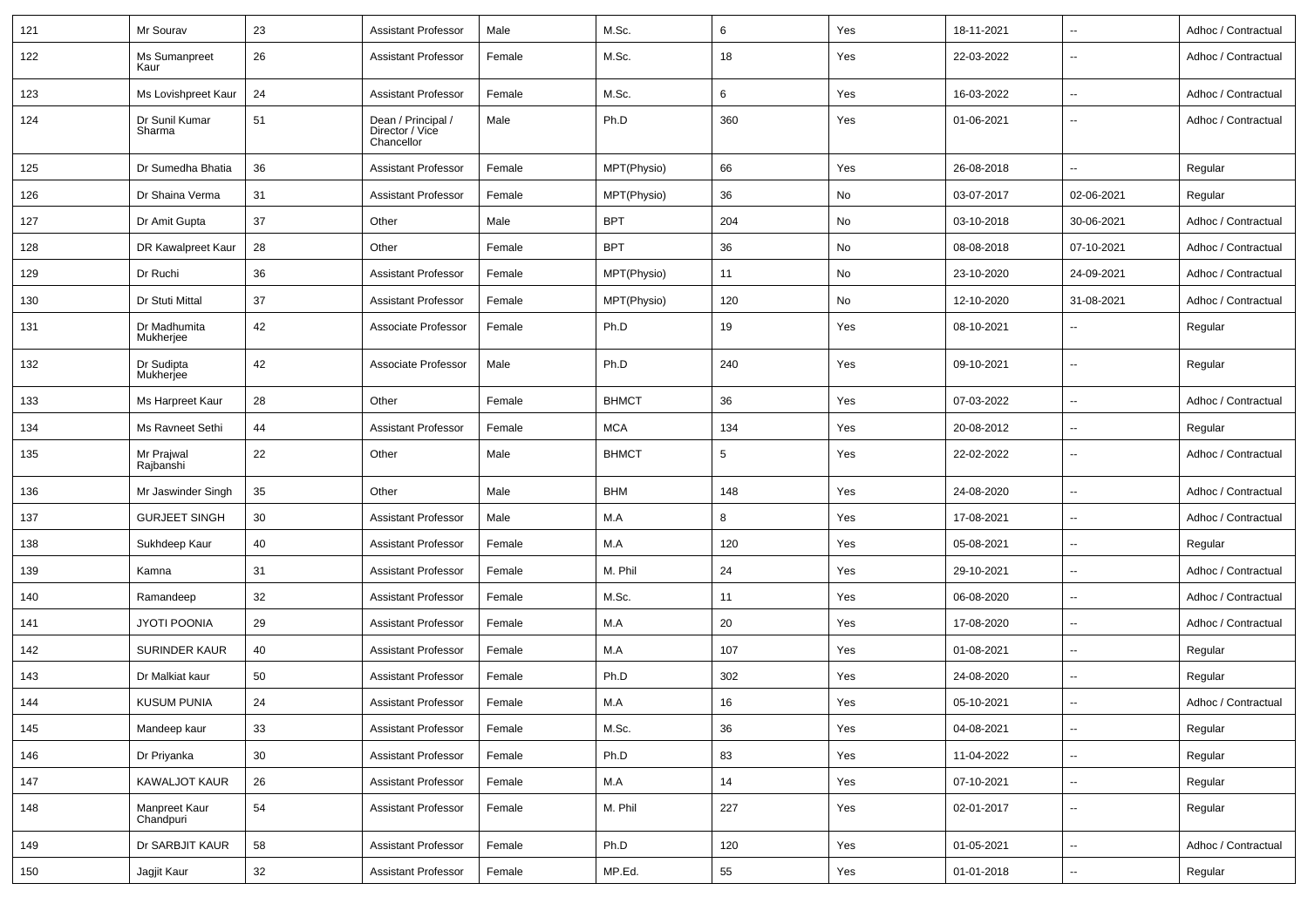| 121 | Mr Sourav | 23 | Assistant Professor | Male | M.Sc. | 6 | Yes | 18-11-2021 | -- | Adhoc / Contractual |
|---|---|---|---|---|---|---|---|---|---|---|
| 122 | Ms Sumanpreet Kaur | 26 | Assistant Professor | Female | M.Sc. | 18 | Yes | 22-03-2022 | -- | Adhoc / Contractual |
| 123 | Ms Lovishpreet Kaur | 24 | Assistant Professor | Female | M.Sc. | 6 | Yes | 16-03-2022 | -- | Adhoc / Contractual |
| 124 | Dr Sunil Kumar Sharma | 51 | Dean / Principal / Director / Vice Chancellor | Male | Ph.D | 360 | Yes | 01-06-2021 | -- | Adhoc / Contractual |
| 125 | Dr Sumedha Bhatia | 36 | Assistant Professor | Female | MPT(Physio) | 66 | Yes | 26-08-2018 | -- | Regular |
| 126 | Dr Shaina Verma | 31 | Assistant Professor | Female | MPT(Physio) | 36 | No | 03-07-2017 | 02-06-2021 | Regular |
| 127 | Dr Amit Gupta | 37 | Other | Male | BPT | 204 | No | 03-10-2018 | 30-06-2021 | Adhoc / Contractual |
| 128 | DR Kawalpreet Kaur | 28 | Other | Female | BPT | 36 | No | 08-08-2018 | 07-10-2021 | Adhoc / Contractual |
| 129 | Dr Ruchi | 36 | Assistant Professor | Female | MPT(Physio) | 11 | No | 23-10-2020 | 24-09-2021 | Adhoc / Contractual |
| 130 | Dr Stuti Mittal | 37 | Assistant Professor | Female | MPT(Physio) | 120 | No | 12-10-2020 | 31-08-2021 | Adhoc / Contractual |
| 131 | Dr Madhumita Mukherjee | 42 | Associate Professor | Female | Ph.D | 19 | Yes | 08-10-2021 | -- | Regular |
| 132 | Dr Sudipta Mukherjee | 42 | Associate Professor | Male | Ph.D | 240 | Yes | 09-10-2021 | -- | Regular |
| 133 | Ms Harpreet Kaur | 28 | Other | Female | BHMCT | 36 | Yes | 07-03-2022 | -- | Adhoc / Contractual |
| 134 | Ms Ravneet Sethi | 44 | Assistant Professor | Female | MCA | 134 | Yes | 20-08-2012 | -- | Regular |
| 135 | Mr Prajwal Rajbanshi | 22 | Other | Male | BHMCT | 5 | Yes | 22-02-2022 | -- | Adhoc / Contractual |
| 136 | Mr Jaswinder Singh | 35 | Other | Male | BHM | 148 | Yes | 24-08-2020 | -- | Adhoc / Contractual |
| 137 | GURJEET SINGH | 30 | Assistant Professor | Male | M.A | 8 | Yes | 17-08-2021 | -- | Adhoc / Contractual |
| 138 | Sukhdeep Kaur | 40 | Assistant Professor | Female | M.A | 120 | Yes | 05-08-2021 | -- | Regular |
| 139 | Kamna | 31 | Assistant Professor | Female | M. Phil | 24 | Yes | 29-10-2021 | -- | Adhoc / Contractual |
| 140 | Ramandeep | 32 | Assistant Professor | Female | M.Sc. | 11 | Yes | 06-08-2020 | -- | Adhoc / Contractual |
| 141 | JYOTI POONIA | 29 | Assistant Professor | Female | M.A | 20 | Yes | 17-08-2020 | -- | Adhoc / Contractual |
| 142 | SURINDER KAUR | 40 | Assistant Professor | Female | M.A | 107 | Yes | 01-08-2021 | -- | Regular |
| 143 | Dr Malkiat kaur | 50 | Assistant Professor | Female | Ph.D | 302 | Yes | 24-08-2020 | -- | Regular |
| 144 | KUSUM PUNIA | 24 | Assistant Professor | Female | M.A | 16 | Yes | 05-10-2021 | -- | Adhoc / Contractual |
| 145 | Mandeep kaur | 33 | Assistant Professor | Female | M.Sc. | 36 | Yes | 04-08-2021 | -- | Regular |
| 146 | Dr Priyanka | 30 | Assistant Professor | Female | Ph.D | 83 | Yes | 11-04-2022 | -- | Regular |
| 147 | KAWALJOT KAUR | 26 | Assistant Professor | Female | M.A | 14 | Yes | 07-10-2021 | -- | Regular |
| 148 | Manpreet Kaur Chandpuri | 54 | Assistant Professor | Female | M. Phil | 227 | Yes | 02-01-2017 | -- | Regular |
| 149 | Dr SARBJIT KAUR | 58 | Assistant Professor | Female | Ph.D | 120 | Yes | 01-05-2021 | -- | Adhoc / Contractual |
| 150 | Jagjit Kaur | 32 | Assistant Professor | Female | MP.Ed. | 55 | Yes | 01-01-2018 | -- | Regular |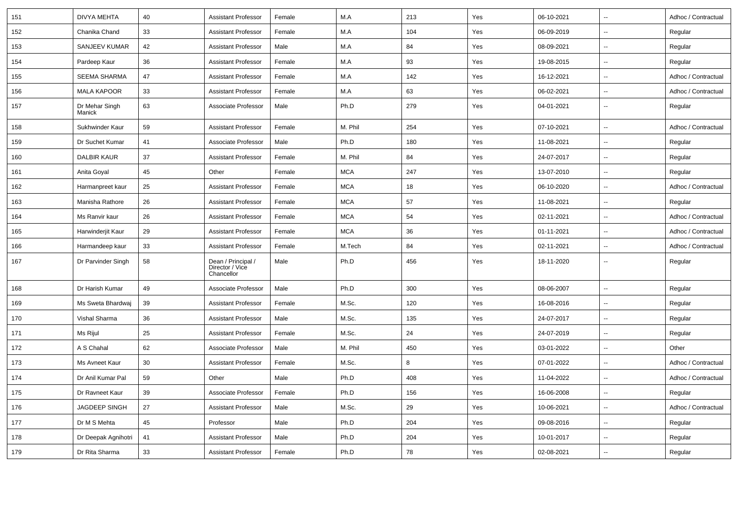| | | | | | | | | | | |
|---|---|---|---|---|---|---|---|---|---|---|
| 151 | DIVYA MEHTA | 40 | Assistant Professor | Female | M.A | 213 | Yes | 06-10-2021 | -- | Adhoc / Contractual |
| 152 | Chanika Chand | 33 | Assistant Professor | Female | M.A | 104 | Yes | 06-09-2019 | -- | Regular |
| 153 | SANJEEV KUMAR | 42 | Assistant Professor | Male | M.A | 84 | Yes | 08-09-2021 | -- | Regular |
| 154 | Pardeep Kaur | 36 | Assistant Professor | Female | M.A | 93 | Yes | 19-08-2015 | -- | Regular |
| 155 | SEEMA SHARMA | 47 | Assistant Professor | Female | M.A | 142 | Yes | 16-12-2021 | -- | Adhoc / Contractual |
| 156 | MALA KAPOOR | 33 | Assistant Professor | Female | M.A | 63 | Yes | 06-02-2021 | -- | Adhoc / Contractual |
| 157 | Dr Mehar Singh Manick | 63 | Associate Professor | Male | Ph.D | 279 | Yes | 04-01-2021 | -- | Regular |
| 158 | Sukhwinder Kaur | 59 | Assistant Professor | Female | M. Phil | 254 | Yes | 07-10-2021 | -- | Adhoc / Contractual |
| 159 | Dr Suchet Kumar | 41 | Associate Professor | Male | Ph.D | 180 | Yes | 11-08-2021 | -- | Regular |
| 160 | DALBIR KAUR | 37 | Assistant Professor | Female | M. Phil | 84 | Yes | 24-07-2017 | -- | Regular |
| 161 | Anita Goyal | 45 | Other | Female | MCA | 247 | Yes | 13-07-2010 | -- | Regular |
| 162 | Harmanpreet kaur | 25 | Assistant Professor | Female | MCA | 18 | Yes | 06-10-2020 | -- | Adhoc / Contractual |
| 163 | Manisha Rathore | 26 | Assistant Professor | Female | MCA | 57 | Yes | 11-08-2021 | -- | Regular |
| 164 | Ms Ranvir kaur | 26 | Assistant Professor | Female | MCA | 54 | Yes | 02-11-2021 | -- | Adhoc / Contractual |
| 165 | Harwinderjit Kaur | 29 | Assistant Professor | Female | MCA | 36 | Yes | 01-11-2021 | -- | Adhoc / Contractual |
| 166 | Harmandeep kaur | 33 | Assistant Professor | Female | M.Tech | 84 | Yes | 02-11-2021 | -- | Adhoc / Contractual |
| 167 | Dr Parvinder Singh | 58 | Dean / Principal / Director / Vice Chancellor | Male | Ph.D | 456 | Yes | 18-11-2020 | -- | Regular |
| 168 | Dr Harish Kumar | 49 | Associate Professor | Male | Ph.D | 300 | Yes | 08-06-2007 | -- | Regular |
| 169 | Ms Sweta Bhardwaj | 39 | Assistant Professor | Female | M.Sc. | 120 | Yes | 16-08-2016 | -- | Regular |
| 170 | Vishal Sharma | 36 | Assistant Professor | Male | M.Sc. | 135 | Yes | 24-07-2017 | -- | Regular |
| 171 | Ms Rijul | 25 | Assistant Professor | Female | M.Sc. | 24 | Yes | 24-07-2019 | -- | Regular |
| 172 | A S Chahal | 62 | Associate Professor | Male | M. Phil | 450 | Yes | 03-01-2022 | -- | Other |
| 173 | Ms Avneet Kaur | 30 | Assistant Professor | Female | M.Sc. | 8 | Yes | 07-01-2022 | -- | Adhoc / Contractual |
| 174 | Dr Anil Kumar Pal | 59 | Other | Male | Ph.D | 408 | Yes | 11-04-2022 | -- | Adhoc / Contractual |
| 175 | Dr Ravneet Kaur | 39 | Associate Professor | Female | Ph.D | 156 | Yes | 16-06-2008 | -- | Regular |
| 176 | JAGDEEP SINGH | 27 | Assistant Professor | Male | M.Sc. | 29 | Yes | 10-06-2021 | -- | Adhoc / Contractual |
| 177 | Dr M S Mehta | 45 | Professor | Male | Ph.D | 204 | Yes | 09-08-2016 | -- | Regular |
| 178 | Dr Deepak Agnihotri | 41 | Assistant Professor | Male | Ph.D | 204 | Yes | 10-01-2017 | -- | Regular |
| 179 | Dr Rita Sharma | 33 | Assistant Professor | Female | Ph.D | 78 | Yes | 02-08-2021 | -- | Regular |